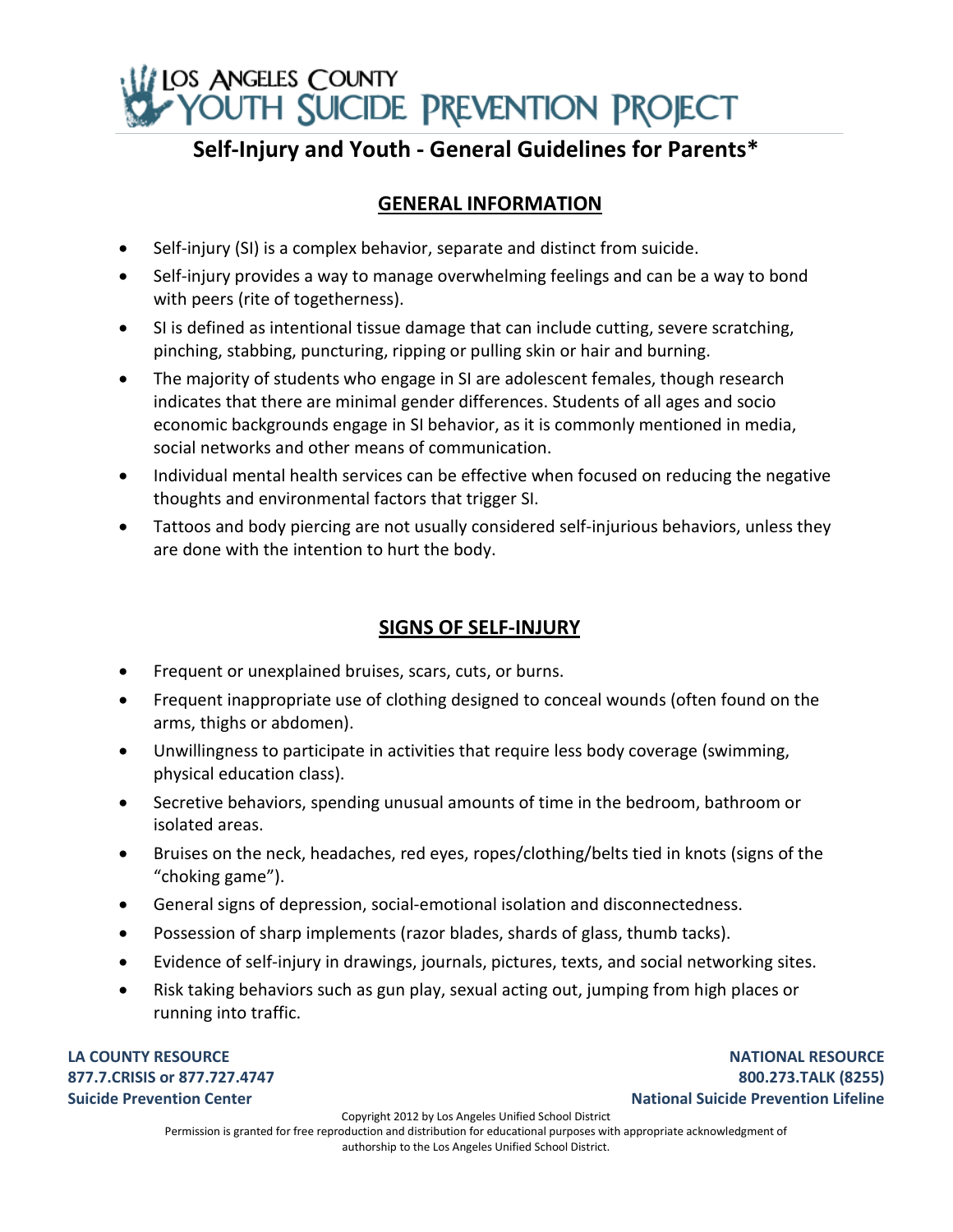# LOS ANGELES COUNTY YOUTH SUICIDE PREVENTION PROJECT

## Self-Injury and Youth - General Guidelines for Parents*

### GENERAL INFORMATION

- Self-injury (SI) is a complex behavior, separate and distinct from suicide.
- Self-injury provides a way to manage overwhelming feelings and can be a way to bond with peers (rite of togetherness).
- SI is defined as intentional tissue damage that can include cutting, severe scratching, pinching, stabbing, puncturing, ripping or pulling skin or hair and burning.
- The majority of students who engage in SI are adolescent females, though research indicates that there are minimal gender differences. Students of all ages and socio economic backgrounds engage in SI behavior, as it is commonly mentioned in media, social networks and other means of communication.
- Individual mental health services can be effective when focused on reducing the negative thoughts and environmental factors that trigger SI.
- Tattoos and body piercing are not usually considered self-injurious behaviors, unless they are done with the intention to hurt the body.

### SIGNS OF SELF-INJURY

- Frequent or unexplained bruises, scars, cuts, or burns.
- Frequent inappropriate use of clothing designed to conceal wounds (often found on the arms, thighs or abdomen).
- Unwillingness to participate in activities that require less body coverage (swimming, physical education class).
- Secretive behaviors, spending unusual amounts of time in the bedroom, bathroom or isolated areas.
- Bruises on the neck, headaches, red eyes, ropes/clothing/belts tied in knots (signs of the "choking game").
- General signs of depression, social-emotional isolation and disconnectedness.
- Possession of sharp implements (razor blades, shards of glass, thumb tacks).
- Evidence of self-injury in drawings, journals, pictures, texts, and social networking sites.
- Risk taking behaviors such as gun play, sexual acting out, jumping from high places or running into traffic.

**LA COUNTY RESOURCE**
**877.7.CRISIS or 877.727.4747**
**Suicide Prevention Center**

**NATIONAL RESOURCE**
**800.273.TALK (8255)**
**National Suicide Prevention Lifeline**

Copyright 2012 by Los Angeles Unified School District
Permission is granted for free reproduction and distribution for educational purposes with appropriate acknowledgment of authorship to the Los Angeles Unified School District.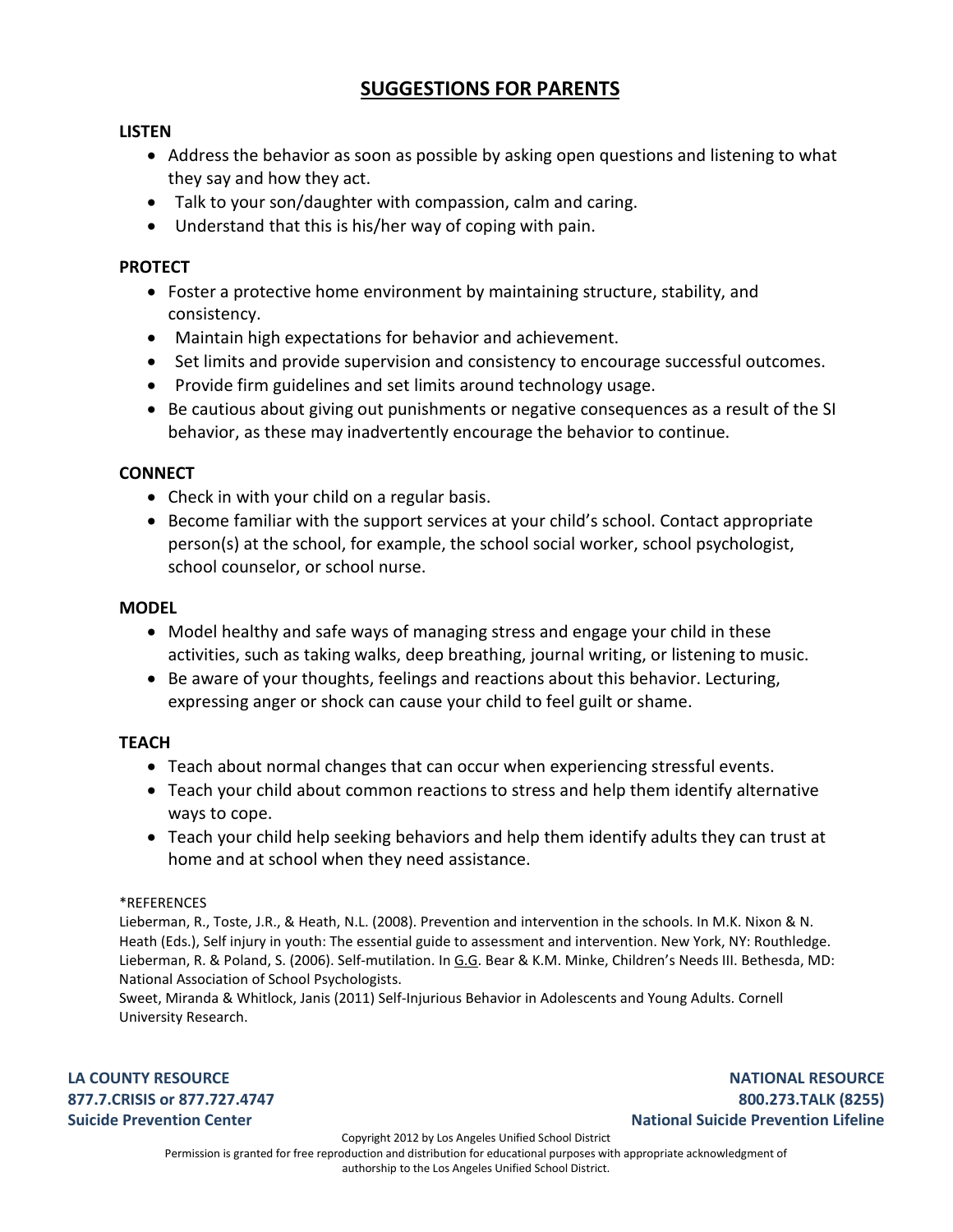# SUGGESTIONS FOR PARENTS

**LISTEN**

- Address the behavior as soon as possible by asking open questions and listening to what they say and how they act.
- Talk to your son/daughter with compassion, calm and caring.
- Understand that this is his/her way of coping with pain.

**PROTECT**

- Foster a protective home environment by maintaining structure, stability, and consistency.
- Maintain high expectations for behavior and achievement.
- Set limits and provide supervision and consistency to encourage successful outcomes.
- Provide firm guidelines and set limits around technology usage.
- Be cautious about giving out punishments or negative consequences as a result of the SI behavior, as these may inadvertently encourage the behavior to continue.

**CONNECT**

- Check in with your child on a regular basis.
- Become familiar with the support services at your child's school. Contact appropriate person(s) at the school, for example, the school social worker, school psychologist, school counselor, or school nurse.

**MODEL**

- Model healthy and safe ways of managing stress and engage your child in these activities, such as taking walks, deep breathing, journal writing, or listening to music.
- Be aware of your thoughts, feelings and reactions about this behavior. Lecturing, expressing anger or shock can cause your child to feel guilt or shame.

**TEACH**

- Teach about normal changes that can occur when experiencing stressful events.
- Teach your child about common reactions to stress and help them identify alternative ways to cope.
- Teach your child help seeking behaviors and help them identify adults they can trust at home and at school when they need assistance.

*REFERENCES

Lieberman, R., Toste, J.R., & Heath, N.L. (2008). Prevention and intervention in the schools. In M.K. Nixon & N. Heath (Eds.), Self injury in youth: The essential guide to assessment and intervention. New York, NY: Routhledge.

Lieberman, R. & Poland, S. (2006). Self-mutilation. In G.G. Bear & K.M. Minke, Children's Needs III. Bethesda, MD: National Association of School Psychologists.

Sweet, Miranda & Whitlock, Janis (2011) Self-Injurious Behavior in Adolescents and Young Adults. Cornell University Research.

**LA COUNTY RESOURCE**
**877.7.CRISIS or 877.727.4747**
**Suicide Prevention Center**

**NATIONAL RESOURCE**
**800.273.TALK (8255)**
**National Suicide Prevention Lifeline**

Copyright 2012 by Los Angeles Unified School District

Permission is granted for free reproduction and distribution for educational purposes with appropriate acknowledgment of authorship to the Los Angeles Unified School District.